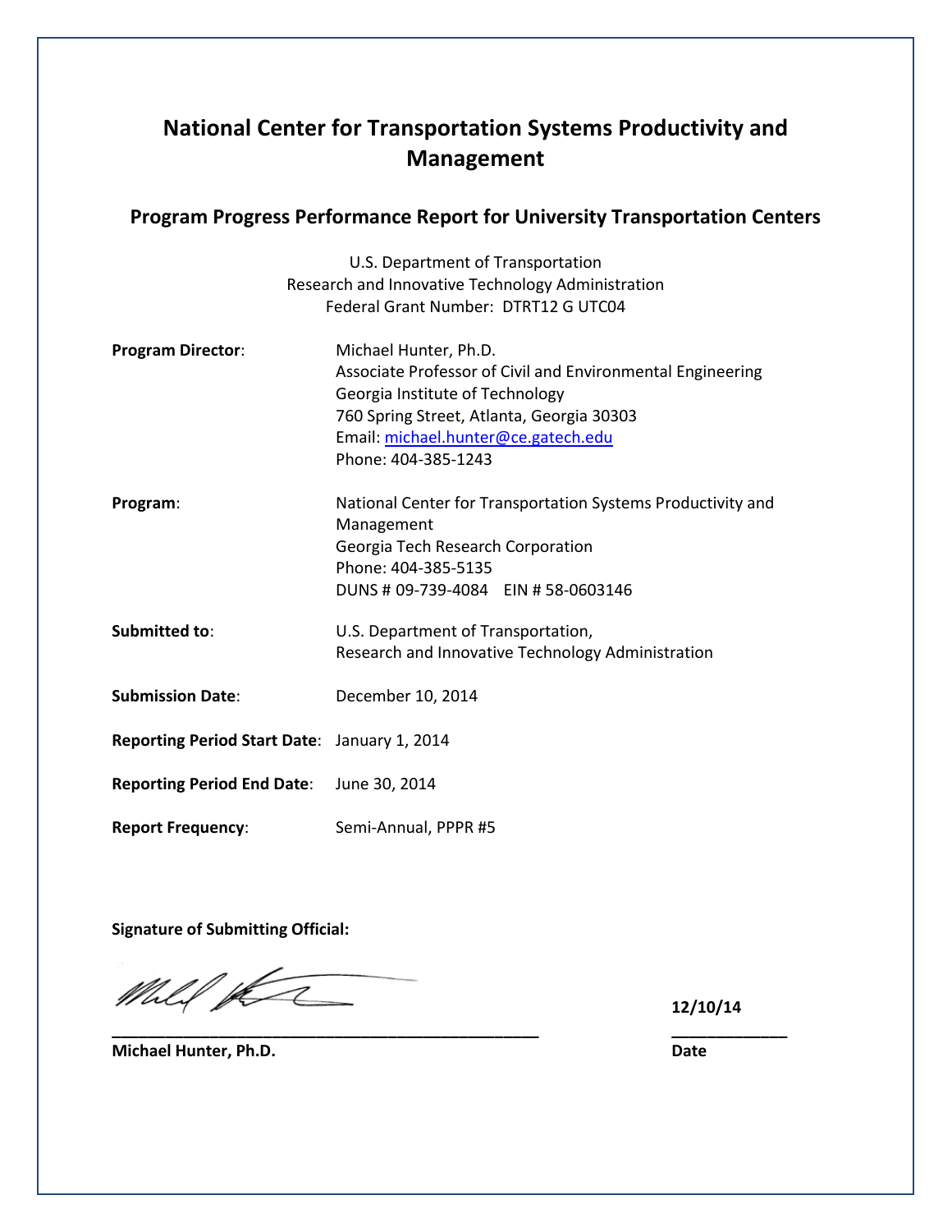# National Center for Transportation Systems Productivity and Management

## Program Progress Performance Report for University Transportation Centers

U.S. Department of Transportation
Research and Innovative Technology Administration
Federal Grant Number: DTRT12 G UTC04

**Program Director**: Michael Hunter, Ph.D.
Associate Professor of Civil and Environmental Engineering
Georgia Institute of Technology
760 Spring Street, Atlanta, Georgia 30303
Email: michael.hunter@ce.gatech.edu
Phone: 404-385-1243

**Program**: National Center for Transportation Systems Productivity and Management
Georgia Tech Research Corporation
Phone: 404-385-5135
DUNS # 09-739-4084 EIN # 58-0603146

**Submitted to**: U.S. Department of Transportation,
Research and Innovative Technology Administration

**Submission Date**: December 10, 2014

**Reporting Period Start Date**: January 1, 2014

**Reporting Period End Date**: June 30, 2014

**Report Frequency**: Semi-Annual, PPPR #5

**Signature of Submitting Official:**

**Michael Hunter, Ph.D.**

**Date**: **12/10/14**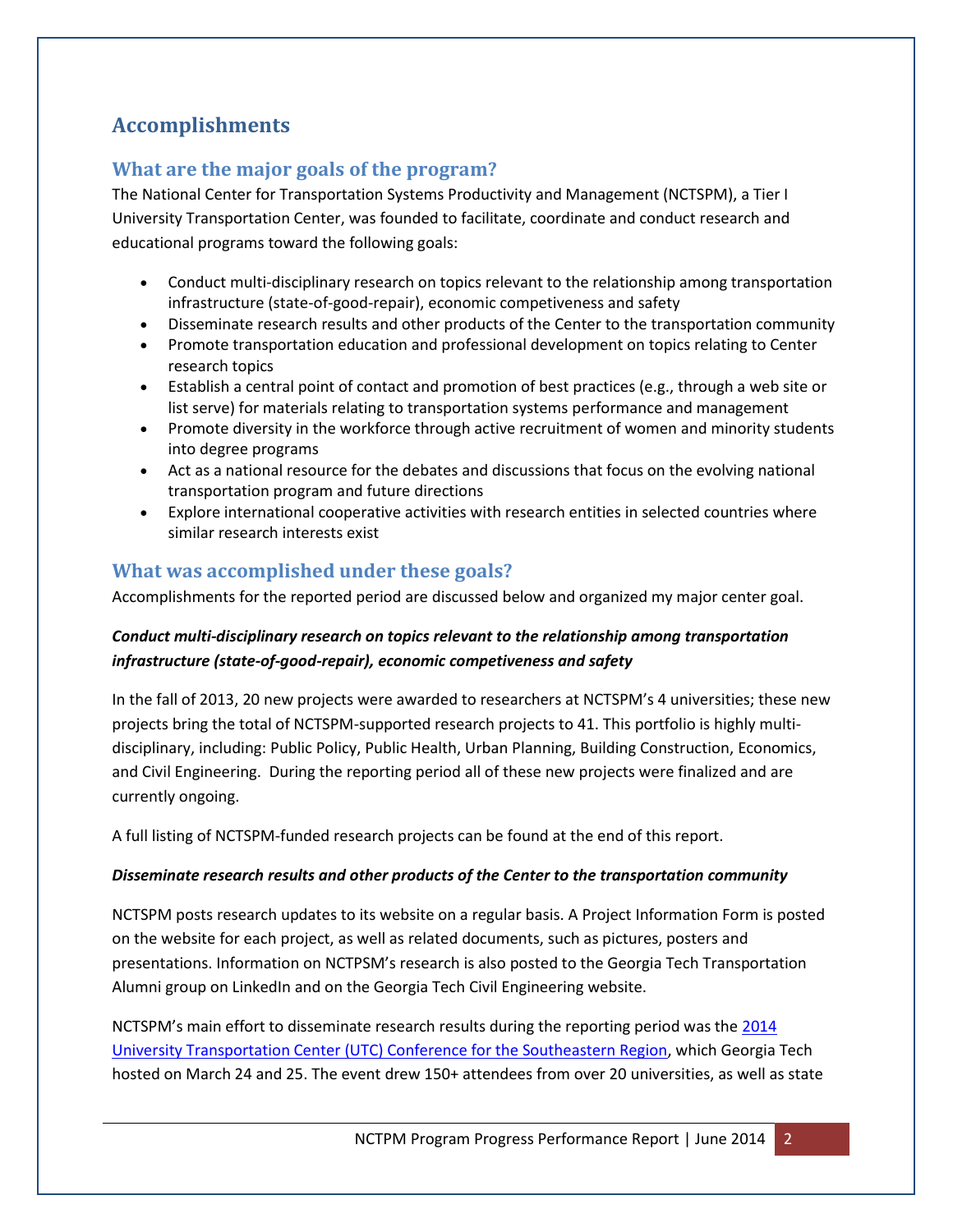## Accomplishments

### What are the major goals of the program?

The National Center for Transportation Systems Productivity and Management (NCTSPM), a Tier I University Transportation Center, was founded to facilitate, coordinate and conduct research and educational programs toward the following goals:

- Conduct multi-disciplinary research on topics relevant to the relationship among transportation infrastructure (state-of-good-repair), economic competitiveness and safety
- Disseminate research results and other products of the Center to the transportation community
- Promote transportation education and professional development on topics relating to Center research topics
- Establish a central point of contact and promotion of best practices (e.g., through a web site or list serve) for materials relating to transportation systems performance and management
- Promote diversity in the workforce through active recruitment of women and minority students into degree programs
- Act as a national resource for the debates and discussions that focus on the evolving national transportation program and future directions
- Explore international cooperative activities with research entities in selected countries where similar research interests exist

### What was accomplished under these goals?

Accomplishments for the reported period are discussed below and organized my major center goal.

***Conduct multi-disciplinary research on topics relevant to the relationship among transportation infrastructure (state-of-good-repair), economic competitiveness and safety***

In the fall of 2013, 20 new projects were awarded to researchers at NCTSPM's 4 universities; these new projects bring the total of NCTSPM-supported research projects to 41. This portfolio is highly multi-disciplinary, including: Public Policy, Public Health, Urban Planning, Building Construction, Economics, and Civil Engineering. During the reporting period all of these new projects were finalized and are currently ongoing.

A full listing of NCTSPM-funded research projects can be found at the end of this report.

***Disseminate research results and other products of the Center to the transportation community***

NCTSPM posts research updates to its website on a regular basis. A Project Information Form is posted on the website for each project, as well as related documents, such as pictures, posters and presentations. Information on NCTPSM's research is also posted to the Georgia Tech Transportation Alumni group on LinkedIn and on the Georgia Tech Civil Engineering website.

NCTSPM's main effort to disseminate research results during the reporting period was the 2014 University Transportation Center (UTC) Conference for the Southeastern Region, which Georgia Tech hosted on March 24 and 25. The event drew 150+ attendees from over 20 universities, as well as state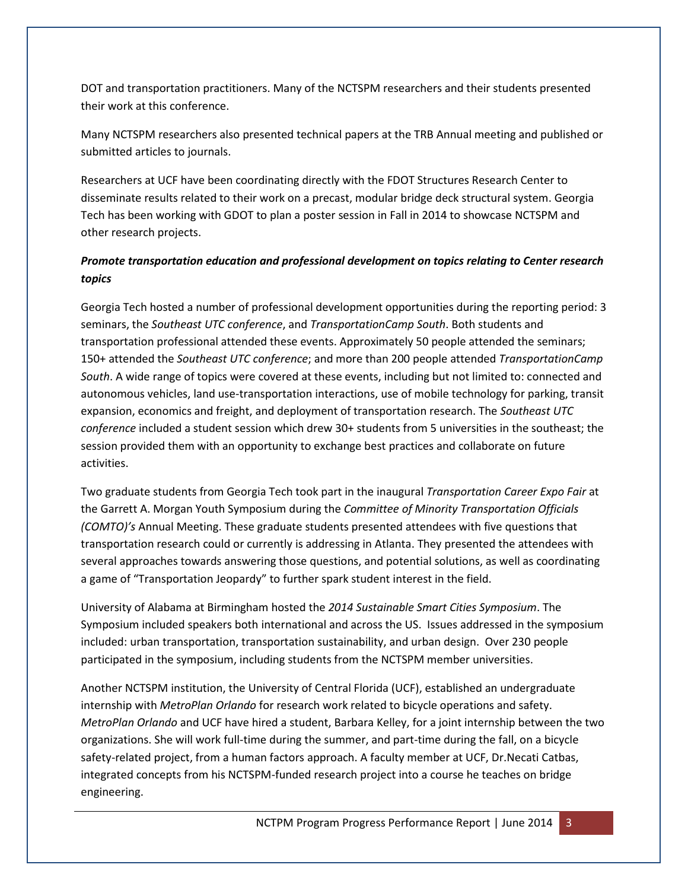DOT and transportation practitioners. Many of the NCTSPM researchers and their students presented their work at this conference.

Many NCTSPM researchers also presented technical papers at the TRB Annual meeting and published or submitted articles to journals.

Researchers at UCF have been coordinating directly with the FDOT Structures Research Center to disseminate results related to their work on a precast, modular bridge deck structural system. Georgia Tech has been working with GDOT to plan a poster session in Fall in 2014 to showcase NCTSPM and other research projects.

***Promote transportation education and professional development on topics relating to Center research topics***

Georgia Tech hosted a number of professional development opportunities during the reporting period: 3 seminars, the *Southeast UTC conference*, and *TransportationCamp South*. Both students and transportation professional attended these events. Approximately 50 people attended the seminars; 150+ attended the *Southeast UTC conference*; and more than 200 people attended *TransportationCamp South*. A wide range of topics were covered at these events, including but not limited to: connected and autonomous vehicles, land use-transportation interactions, use of mobile technology for parking, transit expansion, economics and freight, and deployment of transportation research. The *Southeast UTC conference* included a student session which drew 30+ students from 5 universities in the southeast; the session provided them with an opportunity to exchange best practices and collaborate on future activities.

Two graduate students from Georgia Tech took part in the inaugural *Transportation Career Expo Fair* at the Garrett A. Morgan Youth Symposium during the *Committee of Minority Transportation Officials (COMTO)'s* Annual Meeting. These graduate students presented attendees with five questions that transportation research could or currently is addressing in Atlanta. They presented the attendees with several approaches towards answering those questions, and potential solutions, as well as coordinating a game of "Transportation Jeopardy" to further spark student interest in the field.

University of Alabama at Birmingham hosted the *2014 Sustainable Smart Cities Symposium*. The Symposium included speakers both international and across the US. Issues addressed in the symposium included: urban transportation, transportation sustainability, and urban design. Over 230 people participated in the symposium, including students from the NCTSPM member universities.

Another NCTSPM institution, the University of Central Florida (UCF), established an undergraduate internship with *MetroPlan Orlando* for research work related to bicycle operations and safety. *MetroPlan Orlando* and UCF have hired a student, Barbara Kelley, for a joint internship between the two organizations. She will work full-time during the summer, and part-time during the fall, on a bicycle safety-related project, from a human factors approach. A faculty member at UCF, Dr.Necati Catbas, integrated concepts from his NCTSPM-funded research project into a course he teaches on bridge engineering.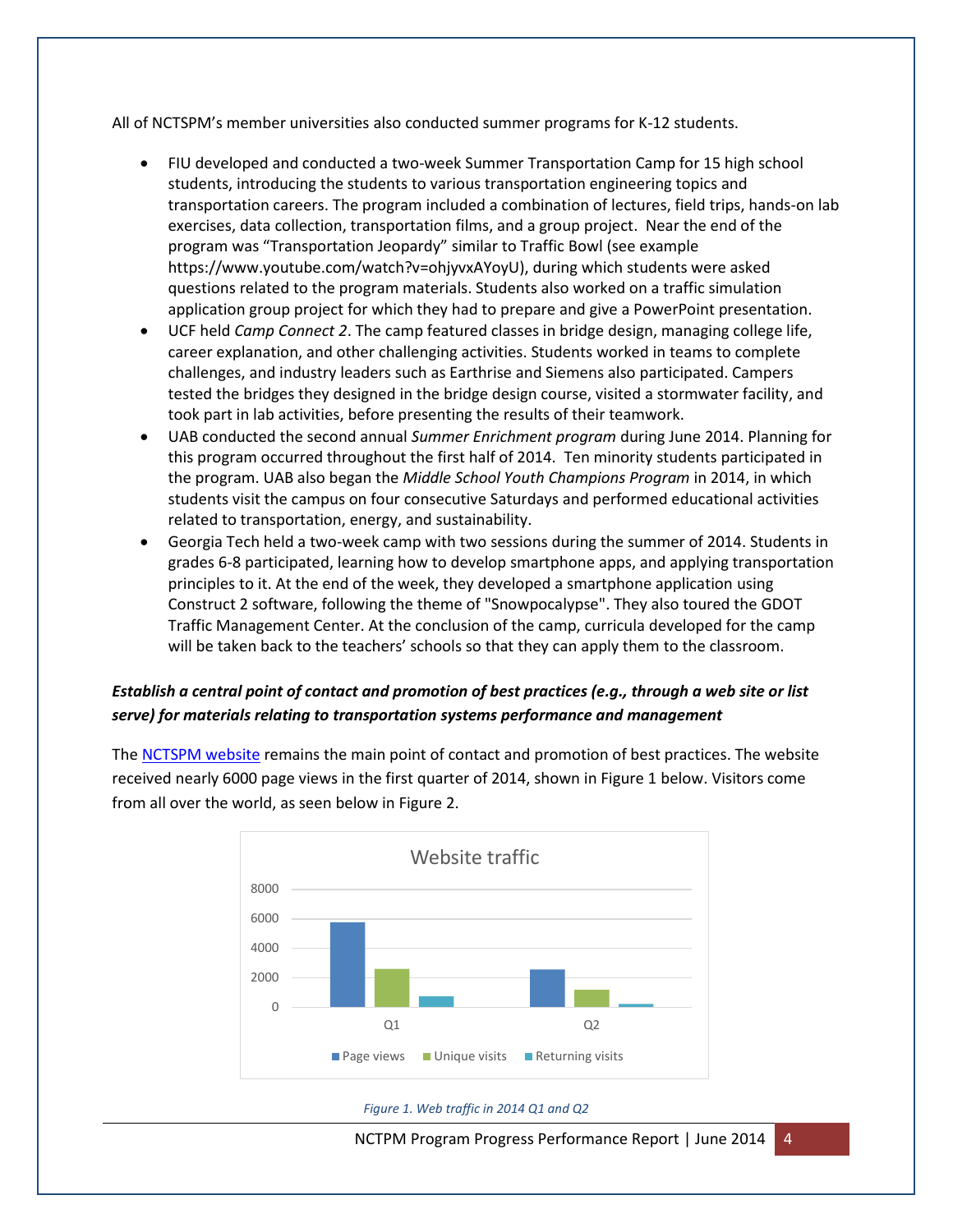All of NCTSPM's member universities also conducted summer programs for K-12 students.

- FIU developed and conducted a two-week Summer Transportation Camp for 15 high school students, introducing the students to various transportation engineering topics and transportation careers. The program included a combination of lectures, field trips, hands-on lab exercises, data collection, transportation films, and a group project. Near the end of the program was "Transportation Jeopardy" similar to Traffic Bowl (see example https://www.youtube.com/watch?v=ohjyvxAYoyU), during which students were asked questions related to the program materials. Students also worked on a traffic simulation application group project for which they had to prepare and give a PowerPoint presentation.
- UCF held *Camp Connect 2*. The camp featured classes in bridge design, managing college life, career explanation, and other challenging activities. Students worked in teams to complete challenges, and industry leaders such as Earthrise and Siemens also participated. Campers tested the bridges they designed in the bridge design course, visited a stormwater facility, and took part in lab activities, before presenting the results of their teamwork.
- UAB conducted the second annual *Summer Enrichment program* during June 2014. Planning for this program occurred throughout the first half of 2014. Ten minority students participated in the program. UAB also began the *Middle School Youth Champions Program* in 2014, in which students visit the campus on four consecutive Saturdays and performed educational activities related to transportation, energy, and sustainability.
- Georgia Tech held a two-week camp with two sessions during the summer of 2014. Students in grades 6-8 participated, learning how to develop smartphone apps, and applying transportation principles to it. At the end of the week, they developed a smartphone application using Construct 2 software, following the theme of "Snowpocalypse". They also toured the GDOT Traffic Management Center. At the conclusion of the camp, curricula developed for the camp will be taken back to the teachers' schools so that they can apply them to the classroom.

***Establish a central point of contact and promotion of best practices (e.g., through a web site or list serve) for materials relating to transportation systems performance and management***

The NCTSPM website remains the main point of contact and promotion of best practices. The website received nearly 6000 page views in the first quarter of 2014, shown in Figure 1 below. Visitors come from all over the world, as seen below in Figure 2.

*Figure 1. Web traffic in 2014 Q1 and Q2*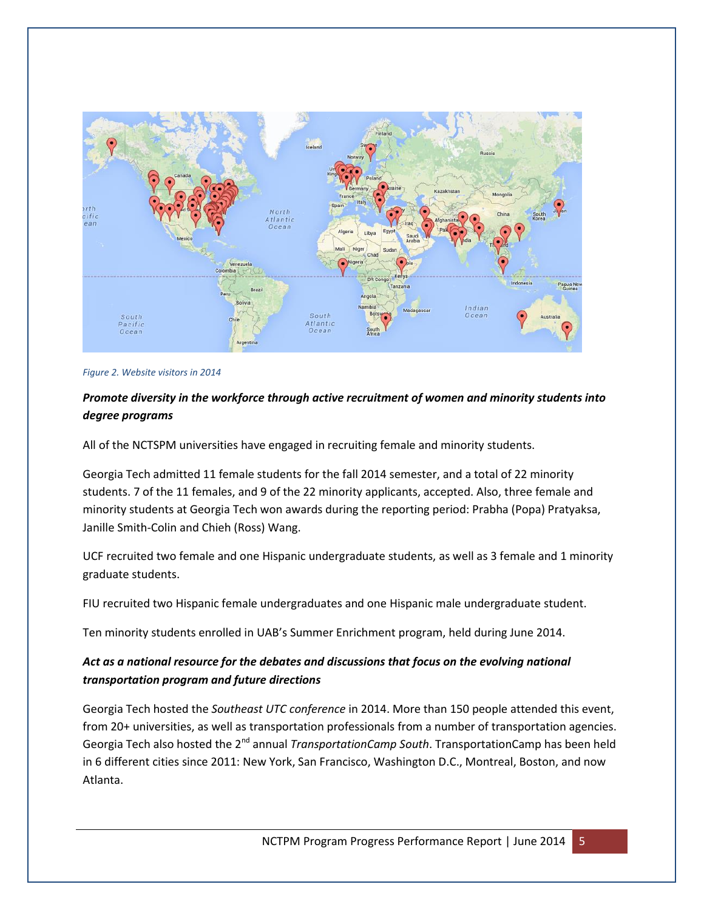Figure 2. Website visitors in 2014

***Promote diversity in the workforce through active recruitment of women and minority students into degree programs***

All of the NCTSPM universities have engaged in recruiting female and minority students.

Georgia Tech admitted 11 female students for the fall 2014 semester, and a total of 22 minority students. 7 of the 11 females, and 9 of the 22 minority applicants, accepted. Also, three female and minority students at Georgia Tech won awards during the reporting period: Prabha (Popa) Pratyaksa, Janille Smith-Colin and Chieh (Ross) Wang.

UCF recruited two female and one Hispanic undergraduate students, as well as 3 female and 1 minority graduate students.

FIU recruited two Hispanic female undergraduates and one Hispanic male undergraduate student.

Ten minority students enrolled in UAB's Summer Enrichment program, held during June 2014.

***Act as a national resource for the debates and discussions that focus on the evolving national transportation program and future directions***

Georgia Tech hosted the *Southeast UTC conference* in 2014. More than 150 people attended this event, from 20+ universities, as well as transportation professionals from a number of transportation agencies. Georgia Tech also hosted the 2nd annual *TransportationCamp South*. TransportationCamp has been held in 6 different cities since 2011: New York, San Francisco, Washington D.C., Montreal, Boston, and now Atlanta.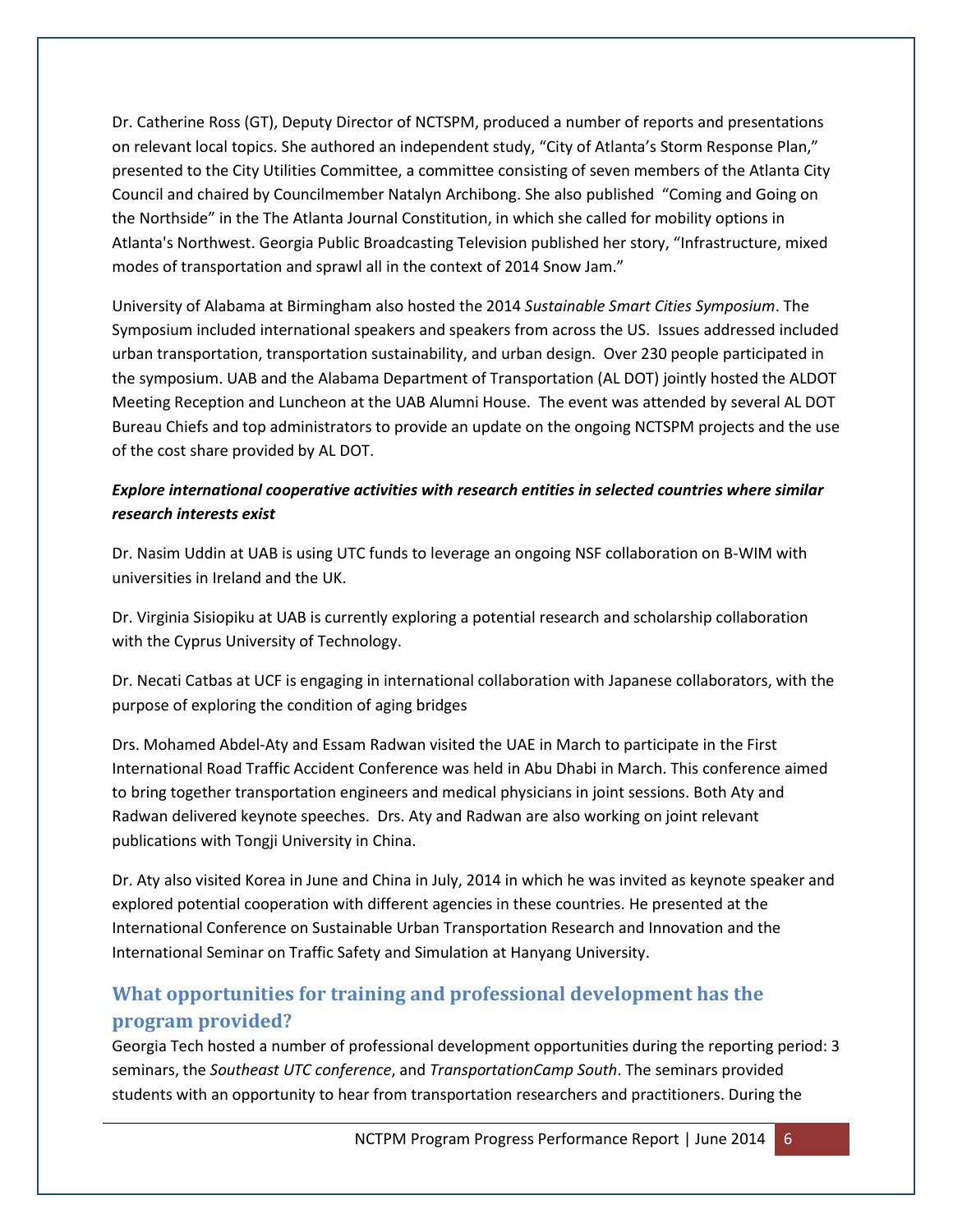Dr. Catherine Ross (GT), Deputy Director of NCTSPM, produced a number of reports and presentations on relevant local topics. She authored an independent study, "City of Atlanta's Storm Response Plan," presented to the City Utilities Committee, a committee consisting of seven members of the Atlanta City Council and chaired by Councilmember Natalyn Archibong. She also published "Coming and Going on the Northside" in the The Atlanta Journal Constitution, in which she called for mobility options in Atlanta's Northwest. Georgia Public Broadcasting Television published her story, "Infrastructure, mixed modes of transportation and sprawl all in the context of 2014 Snow Jam."

University of Alabama at Birmingham also hosted the 2014 *Sustainable Smart Cities Symposium*. The Symposium included international speakers and speakers from across the US. Issues addressed included urban transportation, transportation sustainability, and urban design. Over 230 people participated in the symposium. UAB and the Alabama Department of Transportation (AL DOT) jointly hosted the ALDOT Meeting Reception and Luncheon at the UAB Alumni House. The event was attended by several AL DOT Bureau Chiefs and top administrators to provide an update on the ongoing NCTSPM projects and the use of the cost share provided by AL DOT.

***Explore international cooperative activities with research entities in selected countries where similar research interests exist***

Dr. Nasim Uddin at UAB is using UTC funds to leverage an ongoing NSF collaboration on B-WIM with universities in Ireland and the UK.

Dr. Virginia Sisiopiku at UAB is currently exploring a potential research and scholarship collaboration with the Cyprus University of Technology.

Dr. Necati Catbas at UCF is engaging in international collaboration with Japanese collaborators, with the purpose of exploring the condition of aging bridges

Drs. Mohamed Abdel-Aty and Essam Radwan visited the UAE in March to participate in the First International Road Traffic Accident Conference was held in Abu Dhabi in March. This conference aimed to bring together transportation engineers and medical physicians in joint sessions. Both Aty and Radwan delivered keynote speeches. Drs. Aty and Radwan are also working on joint relevant publications with Tongji University in China.

Dr. Aty also visited Korea in June and China in July, 2014 in which he was invited as keynote speaker and explored potential cooperation with different agencies in these countries. He presented at the International Conference on Sustainable Urban Transportation Research and Innovation and the International Seminar on Traffic Safety and Simulation at Hanyang University.

## What opportunities for training and professional development has the program provided?

Georgia Tech hosted a number of professional development opportunities during the reporting period: 3 seminars, the *Southeast UTC conference*, and *TransportationCamp South*. The seminars provided students with an opportunity to hear from transportation researchers and practitioners. During the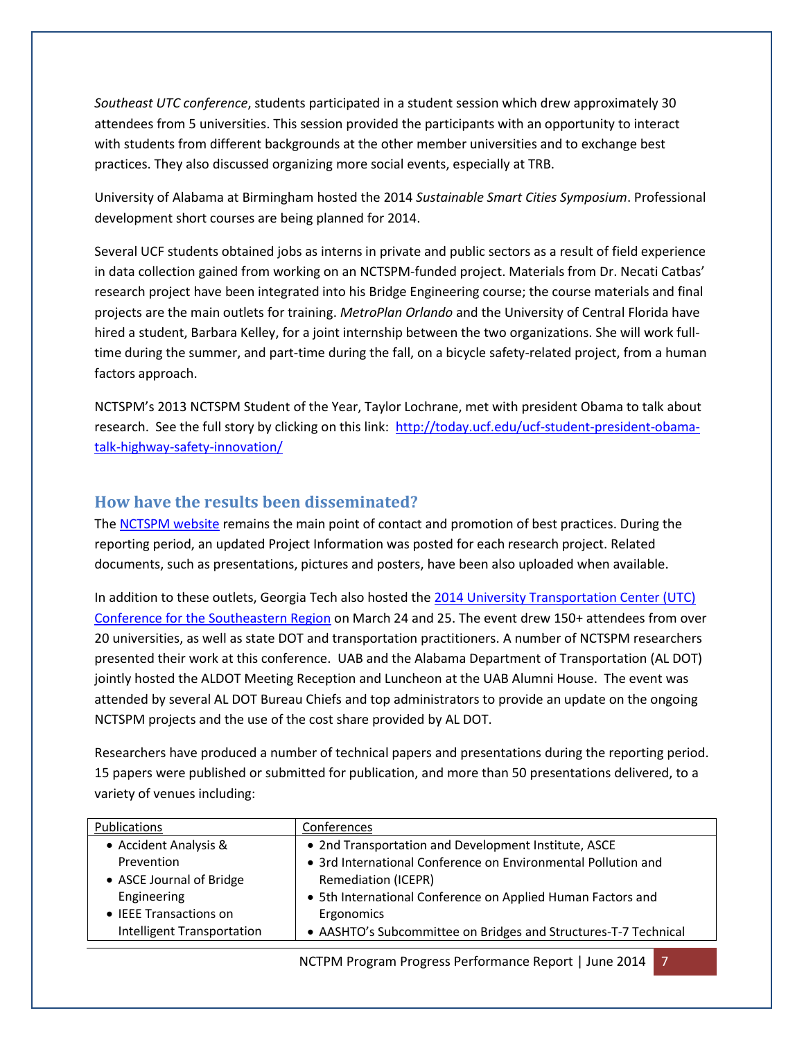*Southeast UTC conference*, students participated in a student session which drew approximately 30 attendees from 5 universities. This session provided the participants with an opportunity to interact with students from different backgrounds at the other member universities and to exchange best practices. They also discussed organizing more social events, especially at TRB.

University of Alabama at Birmingham hosted the 2014 *Sustainable Smart Cities Symposium*. Professional development short courses are being planned for 2014.

Several UCF students obtained jobs as interns in private and public sectors as a result of field experience in data collection gained from working on an NCTSPM-funded project. Materials from Dr. Necati Catbas' research project have been integrated into his Bridge Engineering course; the course materials and final projects are the main outlets for training. *MetroPlan Orlando* and the University of Central Florida have hired a student, Barbara Kelley, for a joint internship between the two organizations. She will work full-time during the summer, and part-time during the fall, on a bicycle safety-related project, from a human factors approach.

NCTSPM's 2013 NCTSPM Student of the Year, Taylor Lochrane, met with president Obama to talk about research. See the full story by clicking on this link: [http://today.ucf.edu/ucf-student-president-obama-talk-highway-safety-innovation/](http://today.ucf.edu/ucf-student-president-obama-talk-highway-safety-innovation/)

## How have the results been disseminated?

The NCTSPM website remains the main point of contact and promotion of best practices. During the reporting period, an updated Project Information was posted for each research project. Related documents, such as presentations, pictures and posters, have been also uploaded when available.

In addition to these outlets, Georgia Tech also hosted the 2014 University Transportation Center (UTC) Conference for the Southeastern Region on March 24 and 25. The event drew 150+ attendees from over 20 universities, as well as state DOT and transportation practitioners. A number of NCTSPM researchers presented their work at this conference. UAB and the Alabama Department of Transportation (AL DOT) jointly hosted the ALDOT Meeting Reception and Luncheon at the UAB Alumni House. The event was attended by several AL DOT Bureau Chiefs and top administrators to provide an update on the ongoing NCTSPM projects and the use of the cost share provided by AL DOT.

Researchers have produced a number of technical papers and presentations during the reporting period. 15 papers were published or submitted for publication, and more than 50 presentations delivered, to a variety of venues including:

| Publications | Conferences |
|---|---|
| • Accident Analysis & Prevention<br>• ASCE Journal of Bridge Engineering<br>• IEEE Transactions on Intelligent Transportation | • 2nd Transportation and Development Institute, ASCE<br>• 3rd International Conference on Environmental Pollution and Remediation (ICEPR)<br>• 5th International Conference on Applied Human Factors and Ergonomics<br>• AASHTO's Subcommittee on Bridges and Structures-T-7 Technical |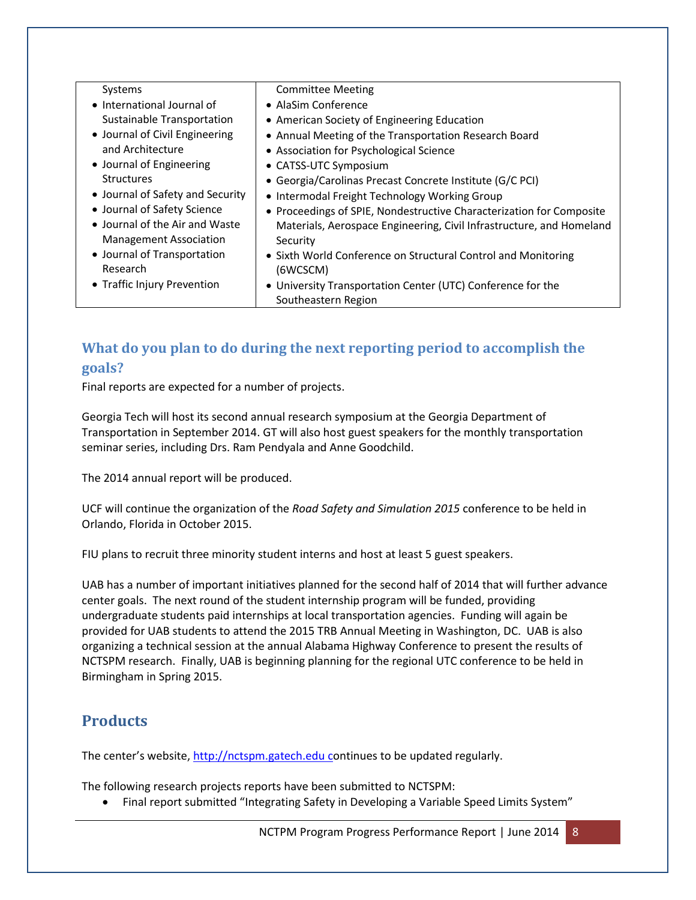| Systems<br>• International Journal of Sustainable Transportation<br>• Journal of Civil Engineering and Architecture<br>• Journal of Engineering Structures<br>• Journal of Safety and Security<br>• Journal of Safety Science<br>• Journal of the Air and Waste Management Association<br>• Journal of Transportation Research<br>• Traffic Injury Prevention | Committee Meeting<br>• AlaSim Conference<br>• American Society of Engineering Education<br>• Annual Meeting of the Transportation Research Board<br>• Association for Psychological Science<br>• CATSS-UTC Symposium<br>• Georgia/Carolinas Precast Concrete Institute (G/C PCI)<br>• Intermodal Freight Technology Working Group<br>• Proceedings of SPIE, Nondestructive Characterization for Composite Materials, Aerospace Engineering, Civil Infrastructure, and Homeland Security<br>• Sixth World Conference on Structural Control and Monitoring (6WCSCM)<br>• University Transportation Center (UTC) Conference for the Southeastern Region |
|---|---|

## What do you plan to do during the next reporting period to accomplish the goals?

Final reports are expected for a number of projects.

Georgia Tech will host its second annual research symposium at the Georgia Department of Transportation in September 2014. GT will also host guest speakers for the monthly transportation seminar series, including Drs. Ram Pendyala and Anne Goodchild.

The 2014 annual report will be produced.

UCF will continue the organization of the *Road Safety and Simulation 2015* conference to be held in Orlando, Florida in October 2015.

FIU plans to recruit three minority student interns and host at least 5 guest speakers.

UAB has a number of important initiatives planned for the second half of 2014 that will further advance center goals. The next round of the student internship program will be funded, providing undergraduate students paid internships at local transportation agencies. Funding will again be provided for UAB students to attend the 2015 TRB Annual Meeting in Washington, DC. UAB is also organizing a technical session at the annual Alabama Highway Conference to present the results of NCTSPM research. Finally, UAB is beginning planning for the regional UTC conference to be held in Birmingham in Spring 2015.

## Products

The center's website, http://nctspm.gatech.edu continues to be updated regularly.

The following research projects reports have been submitted to NCTSPM:

- Final report submitted "Integrating Safety in Developing a Variable Speed Limits System"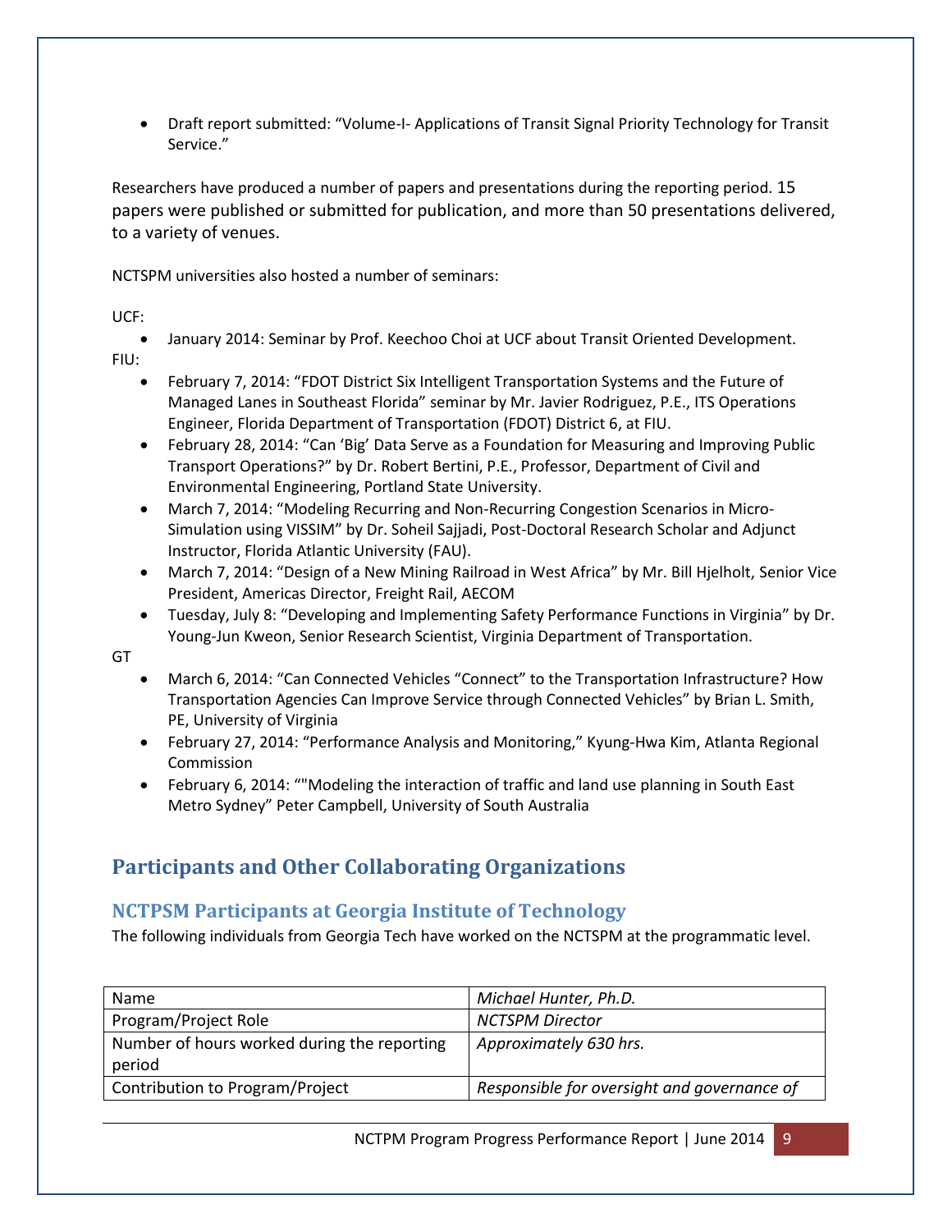- Draft report submitted: "Volume-I- Applications of Transit Signal Priority Technology for Transit Service."

Researchers have produced a number of papers and presentations during the reporting period. 15 papers were published or submitted for publication, and more than 50 presentations delivered, to a variety of venues.

NCTSPM universities also hosted a number of seminars:

UCF:

- January 2014: Seminar by Prof. Keechoo Choi at UCF about Transit Oriented Development.

FIU:

- February 7, 2014: "FDOT District Six Intelligent Transportation Systems and the Future of Managed Lanes in Southeast Florida" seminar by Mr. Javier Rodriguez, P.E., ITS Operations Engineer, Florida Department of Transportation (FDOT) District 6, at FIU.
- February 28, 2014: "Can 'Big' Data Serve as a Foundation for Measuring and Improving Public Transport Operations?" by Dr. Robert Bertini, P.E., Professor, Department of Civil and Environmental Engineering, Portland State University.
- March 7, 2014: "Modeling Recurring and Non-Recurring Congestion Scenarios in Micro-Simulation using VISSIM" by Dr. Soheil Sajjadi, Post-Doctoral Research Scholar and Adjunct Instructor, Florida Atlantic University (FAU).
- March 7, 2014: "Design of a New Mining Railroad in West Africa" by Mr. Bill Hjelholt, Senior Vice President, Americas Director, Freight Rail, AECOM
- Tuesday, July 8: "Developing and Implementing Safety Performance Functions in Virginia" by Dr. Young-Jun Kweon, Senior Research Scientist, Virginia Department of Transportation.

GT

- March 6, 2014: "Can Connected Vehicles "Connect" to the Transportation Infrastructure? How Transportation Agencies Can Improve Service through Connected Vehicles" by Brian L. Smith, PE, University of Virginia
- February 27, 2014: "Performance Analysis and Monitoring," Kyung-Hwa Kim, Atlanta Regional Commission
- February 6, 2014: ""Modeling the interaction of traffic and land use planning in South East Metro Sydney" Peter Campbell, University of South Australia

## Participants and Other Collaborating Organizations

### NCTPSM Participants at Georgia Institute of Technology

The following individuals from Georgia Tech have worked on the NCTSPM at the programmatic level.

| Name | *Michael Hunter, Ph.D.* |
|---|---|
| Program/Project Role | *NCTSPM Director* |
| Number of hours worked during the reporting period | *Approximately 630 hrs.* |
| Contribution to Program/Project | *Responsible for oversight and governance of* |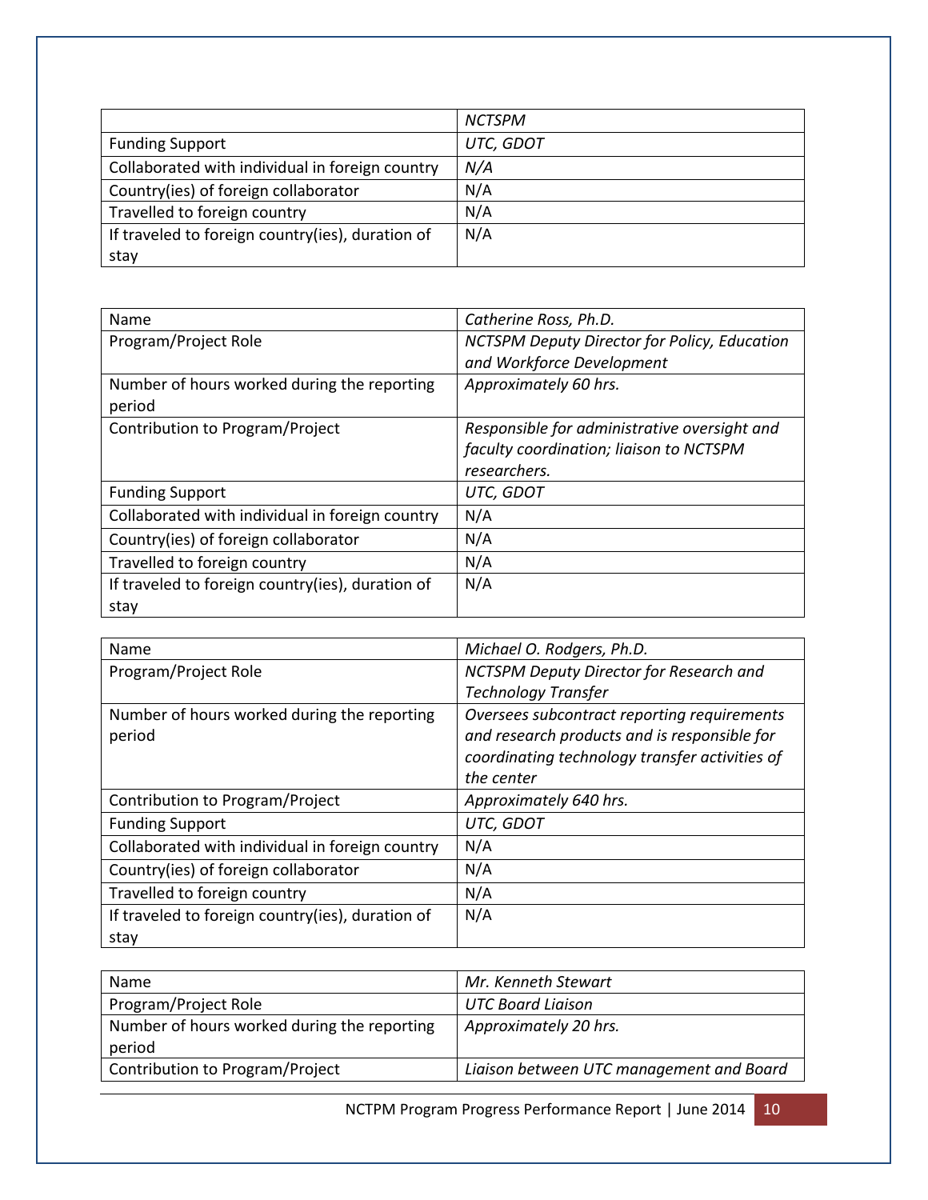| | *NCTSPM* |
|---|---|
| Funding Support | *UTC, GDOT* |
| Collaborated with individual in foreign country | *N/A* |
| Country(ies) of foreign collaborator | N/A |
| Travelled to foreign country | N/A |
| If traveled to foreign country(ies), duration of stay | N/A |

| Name | *Catherine Ross, Ph.D.* |
|---|---|
| Program/Project Role | *NCTSPM Deputy Director for Policy, Education and Workforce Development* |
| Number of hours worked during the reporting period | *Approximately 60 hrs.* |
| Contribution to Program/Project | *Responsible for administrative oversight and faculty coordination; liaison to NCTSPM researchers.* |
| Funding Support | *UTC, GDOT* |
| Collaborated with individual in foreign country | N/A |
| Country(ies) of foreign collaborator | N/A |
| Travelled to foreign country | N/A |
| If traveled to foreign country(ies), duration of stay | N/A |

| Name | *Michael O. Rodgers, Ph.D.* |
|---|---|
| Program/Project Role | *NCTSPM Deputy Director for Research and Technology Transfer* |
| Number of hours worked during the reporting period | *Oversees subcontract reporting requirements and research products and is responsible for coordinating technology transfer activities of the center* |
| Contribution to Program/Project | *Approximately 640 hrs.* |
| Funding Support | *UTC, GDOT* |
| Collaborated with individual in foreign country | N/A |
| Country(ies) of foreign collaborator | N/A |
| Travelled to foreign country | N/A |
| If traveled to foreign country(ies), duration of stay | N/A |

| Name | *Mr. Kenneth Stewart* |
|---|---|
| Program/Project Role | *UTC Board Liaison* |
| Number of hours worked during the reporting period | *Approximately 20 hrs.* |
| Contribution to Program/Project | *Liaison between UTC management and Board* |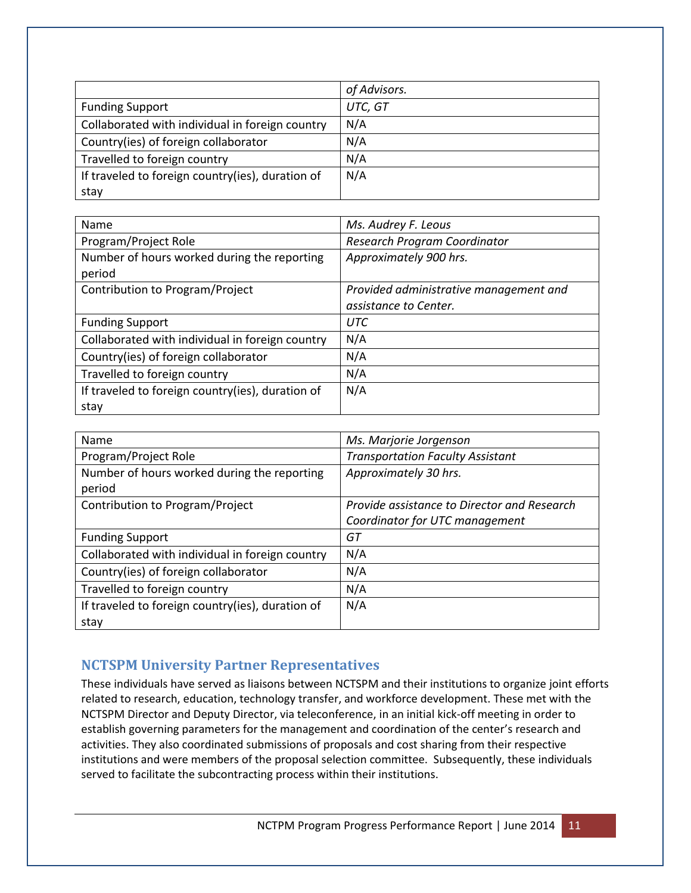| | of Advisors. |
|---|---|
| Funding Support | UTC, GT |
| Collaborated with individual in foreign country | N/A |
| Country(ies) of foreign collaborator | N/A |
| Travelled to foreign country | N/A |
| If traveled to foreign country(ies), duration of stay | N/A |

| Name | Ms. Audrey F. Leous |
|---|---|
| Program/Project Role | Research Program Coordinator |
| Number of hours worked during the reporting period | Approximately 900 hrs. |
| Contribution to Program/Project | Provided administrative management and assistance to Center. |
| Funding Support | UTC |
| Collaborated with individual in foreign country | N/A |
| Country(ies) of foreign collaborator | N/A |
| Travelled to foreign country | N/A |
| If traveled to foreign country(ies), duration of stay | N/A |

| Name | Ms. Marjorie Jorgenson |
|---|---|
| Program/Project Role | Transportation Faculty Assistant |
| Number of hours worked during the reporting period | Approximately 30 hrs. |
| Contribution to Program/Project | Provide assistance to Director and Research Coordinator for UTC management |
| Funding Support | GT |
| Collaborated with individual in foreign country | N/A |
| Country(ies) of foreign collaborator | N/A |
| Travelled to foreign country | N/A |
| If traveled to foreign country(ies), duration of stay | N/A |

## NCTSPM University Partner Representatives

These individuals have served as liaisons between NCTSPM and their institutions to organize joint efforts related to research, education, technology transfer, and workforce development. These met with the NCTSPM Director and Deputy Director, via teleconference, in an initial kick-off meeting in order to establish governing parameters for the management and coordination of the center's research and activities. They also coordinated submissions of proposals and cost sharing from their respective institutions and were members of the proposal selection committee. Subsequently, these individuals served to facilitate the subcontracting process within their institutions.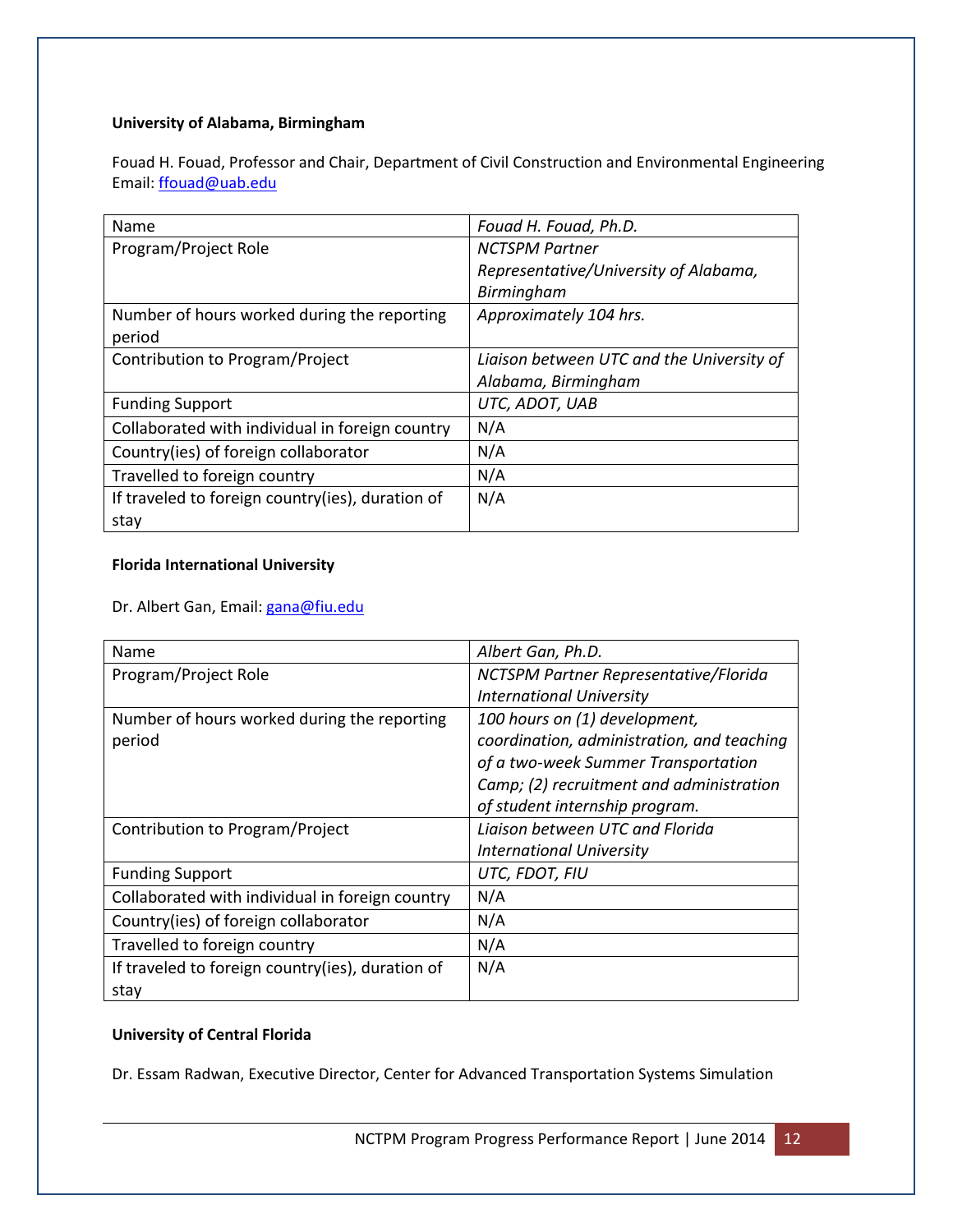**University of Alabama, Birmingham**

Fouad H. Fouad, Professor and Chair, Department of Civil Construction and Environmental Engineering
Email: ffouad@uab.edu

| Name | *Fouad H. Fouad, Ph.D.* |
|---|---|
| Program/Project Role | *NCTSPM Partner Representative/University of Alabama, Birmingham* |
| Number of hours worked during the reporting period | *Approximately 104 hrs.* |
| Contribution to Program/Project | *Liaison between UTC and the University of Alabama, Birmingham* |
| Funding Support | *UTC, ADOT, UAB* |
| Collaborated with individual in foreign country | N/A |
| Country(ies) of foreign collaborator | N/A |
| Travelled to foreign country | N/A |
| If traveled to foreign country(ies), duration of stay | N/A |

**Florida International University**

Dr. Albert Gan, Email: gana@fiu.edu

| Name | *Albert Gan, Ph.D.* |
|---|---|
| Program/Project Role | *NCTSPM Partner Representative/Florida International University* |
| Number of hours worked during the reporting period | *100 hours on (1) development, coordination, administration, and teaching of a two-week Summer Transportation Camp; (2) recruitment and administration of student internship program.* |
| Contribution to Program/Project | *Liaison between UTC and Florida International University* |
| Funding Support | *UTC, FDOT, FIU* |
| Collaborated with individual in foreign country | N/A |
| Country(ies) of foreign collaborator | N/A |
| Travelled to foreign country | N/A |
| If traveled to foreign country(ies), duration of stay | N/A |

**University of Central Florida**

Dr. Essam Radwan, Executive Director, Center for Advanced Transportation Systems Simulation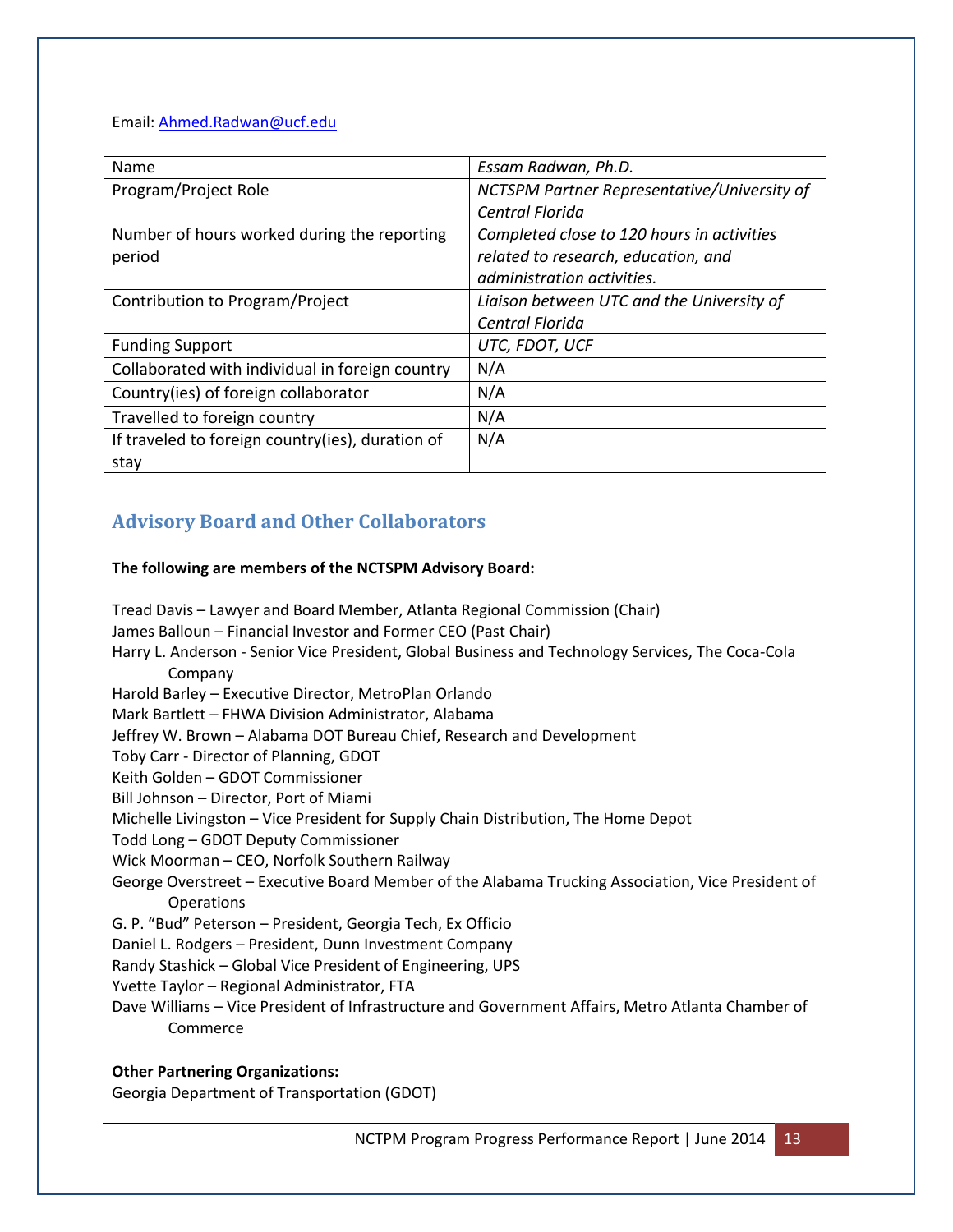Email: [Ahmed.Radwan@ucf.edu](mailto:Ahmed.Radwan@ucf.edu)

| Name | *Essam Radwan, Ph.D.* |
|---|---|
| Program/Project Role | *NCTSPM Partner Representative/University of Central Florida* |
| Number of hours worked during the reporting period | *Completed close to 120 hours in activities related to research, education, and administration activities.* |
| Contribution to Program/Project | *Liaison between UTC and the University of Central Florida* |
| Funding Support | *UTC, FDOT, UCF* |
| Collaborated with individual in foreign country | N/A |
| Country(ies) of foreign collaborator | N/A |
| Travelled to foreign country | N/A |
| If traveled to foreign country(ies), duration of stay | N/A |

## Advisory Board and Other Collaborators

**The following are members of the NCTSPM Advisory Board:**

Tread Davis – Lawyer and Board Member, Atlanta Regional Commission (Chair)
James Balloun – Financial Investor and Former CEO (Past Chair)
Harry L. Anderson - Senior Vice President, Global Business and Technology Services, The Coca-Cola Company
Harold Barley – Executive Director, MetroPlan Orlando
Mark Bartlett – FHWA Division Administrator, Alabama
Jeffrey W. Brown – Alabama DOT Bureau Chief, Research and Development
Toby Carr - Director of Planning, GDOT
Keith Golden – GDOT Commissioner
Bill Johnson – Director, Port of Miami
Michelle Livingston – Vice President for Supply Chain Distribution, The Home Depot
Todd Long – GDOT Deputy Commissioner
Wick Moorman – CEO, Norfolk Southern Railway
George Overstreet – Executive Board Member of the Alabama Trucking Association, Vice President of Operations
G. P. "Bud" Peterson – President, Georgia Tech, Ex Officio
Daniel L. Rodgers – President, Dunn Investment Company
Randy Stashick – Global Vice President of Engineering, UPS
Yvette Taylor – Regional Administrator, FTA
Dave Williams – Vice President of Infrastructure and Government Affairs, Metro Atlanta Chamber of Commerce

**Other Partnering Organizations:**
Georgia Department of Transportation (GDOT)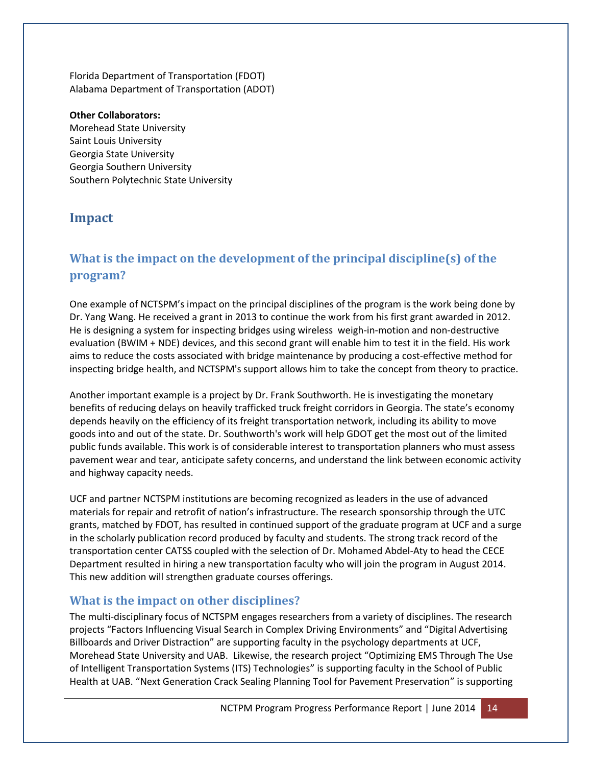Florida Department of Transportation (FDOT)
Alabama Department of Transportation (ADOT)

**Other Collaborators:**
Morehead State University
Saint Louis University
Georgia State University
Georgia Southern University
Southern Polytechnic State University

# Impact

## What is the impact on the development of the principal discipline(s) of the program?

One example of NCTSPM's impact on the principal disciplines of the program is the work being done by Dr. Yang Wang. He received a grant in 2013 to continue the work from his first grant awarded in 2012. He is designing a system for inspecting bridges using wireless weigh-in-motion and non-destructive evaluation (BWIM + NDE) devices, and this second grant will enable him to test it in the field. His work aims to reduce the costs associated with bridge maintenance by producing a cost-effective method for inspecting bridge health, and NCTSPM's support allows him to take the concept from theory to practice.

Another important example is a project by Dr. Frank Southworth. He is investigating the monetary benefits of reducing delays on heavily trafficked truck freight corridors in Georgia. The state's economy depends heavily on the efficiency of its freight transportation network, including its ability to move goods into and out of the state. Dr. Southworth's work will help GDOT get the most out of the limited public funds available. This work is of considerable interest to transportation planners who must assess pavement wear and tear, anticipate safety concerns, and understand the link between economic activity and highway capacity needs.

UCF and partner NCTSPM institutions are becoming recognized as leaders in the use of advanced materials for repair and retrofit of nation's infrastructure. The research sponsorship through the UTC grants, matched by FDOT, has resulted in continued support of the graduate program at UCF and a surge in the scholarly publication record produced by faculty and students. The strong track record of the transportation center CATSS coupled with the selection of Dr. Mohamed Abdel-Aty to head the CECE Department resulted in hiring a new transportation faculty who will join the program in August 2014. This new addition will strengthen graduate courses offerings.

## What is the impact on other disciplines?

The multi-disciplinary focus of NCTSPM engages researchers from a variety of disciplines. The research projects "Factors Influencing Visual Search in Complex Driving Environments" and "Digital Advertising Billboards and Driver Distraction" are supporting faculty in the psychology departments at UCF, Morehead State University and UAB. Likewise, the research project "Optimizing EMS Through The Use of Intelligent Transportation Systems (ITS) Technologies" is supporting faculty in the School of Public Health at UAB. "Next Generation Crack Sealing Planning Tool for Pavement Preservation" is supporting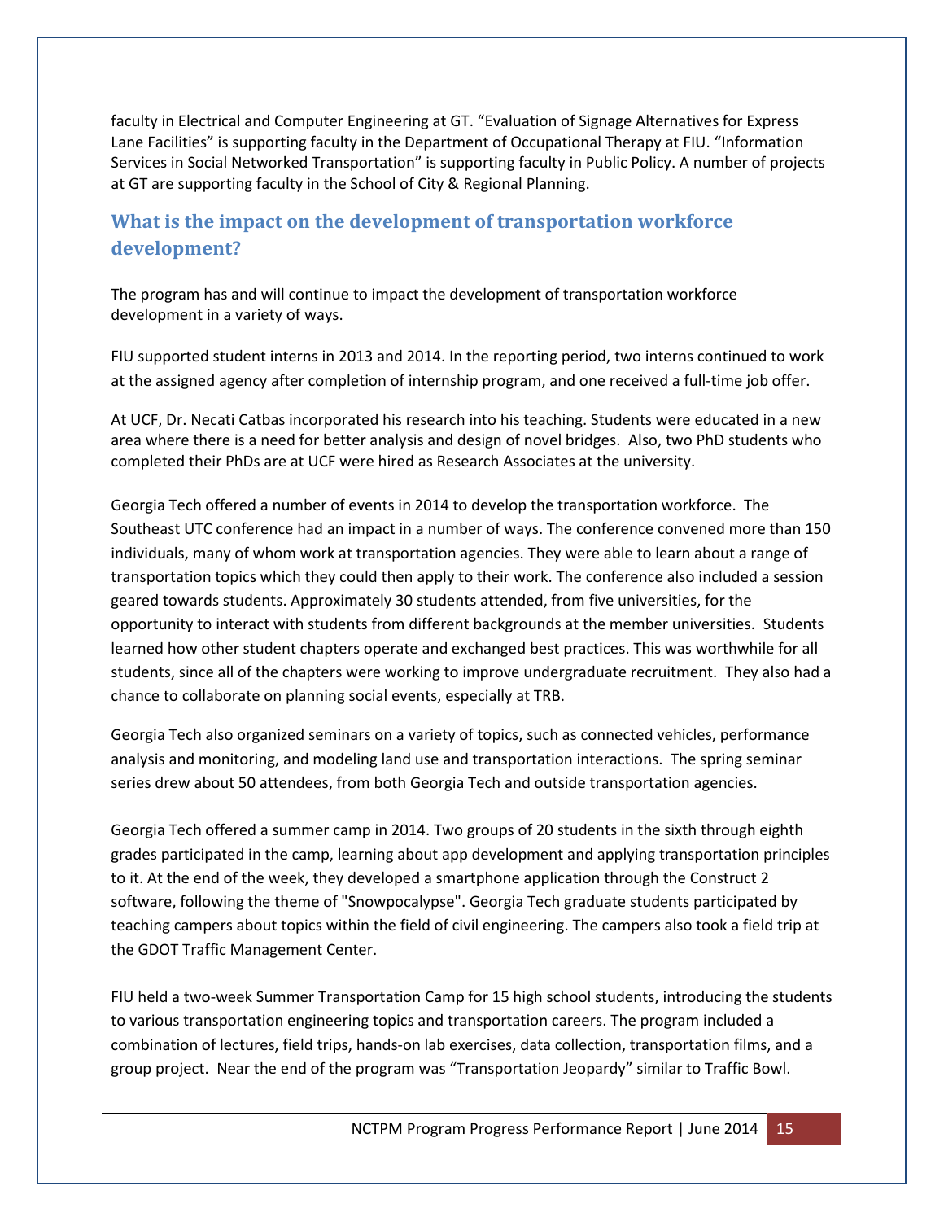faculty in Electrical and Computer Engineering at GT. "Evaluation of Signage Alternatives for Express Lane Facilities" is supporting faculty in the Department of Occupational Therapy at FIU. "Information Services in Social Networked Transportation" is supporting faculty in Public Policy. A number of projects at GT are supporting faculty in the School of City & Regional Planning.

## What is the impact on the development of transportation workforce development?

The program has and will continue to impact the development of transportation workforce development in a variety of ways.

FIU supported student interns in 2013 and 2014. In the reporting period, two interns continued to work at the assigned agency after completion of internship program, and one received a full-time job offer.

At UCF, Dr. Necati Catbas incorporated his research into his teaching. Students were educated in a new area where there is a need for better analysis and design of novel bridges. Also, two PhD students who completed their PhDs are at UCF were hired as Research Associates at the university.

Georgia Tech offered a number of events in 2014 to develop the transportation workforce. The Southeast UTC conference had an impact in a number of ways. The conference convened more than 150 individuals, many of whom work at transportation agencies. They were able to learn about a range of transportation topics which they could then apply to their work. The conference also included a session geared towards students. Approximately 30 students attended, from five universities, for the opportunity to interact with students from different backgrounds at the member universities. Students learned how other student chapters operate and exchanged best practices. This was worthwhile for all students, since all of the chapters were working to improve undergraduate recruitment. They also had a chance to collaborate on planning social events, especially at TRB.

Georgia Tech also organized seminars on a variety of topics, such as connected vehicles, performance analysis and monitoring, and modeling land use and transportation interactions. The spring seminar series drew about 50 attendees, from both Georgia Tech and outside transportation agencies.

Georgia Tech offered a summer camp in 2014. Two groups of 20 students in the sixth through eighth grades participated in the camp, learning about app development and applying transportation principles to it. At the end of the week, they developed a smartphone application through the Construct 2 software, following the theme of "Snowpocalypse". Georgia Tech graduate students participated by teaching campers about topics within the field of civil engineering. The campers also took a field trip at the GDOT Traffic Management Center.

FIU held a two-week Summer Transportation Camp for 15 high school students, introducing the students to various transportation engineering topics and transportation careers. The program included a combination of lectures, field trips, hands-on lab exercises, data collection, transportation films, and a group project. Near the end of the program was "Transportation Jeopardy" similar to Traffic Bowl.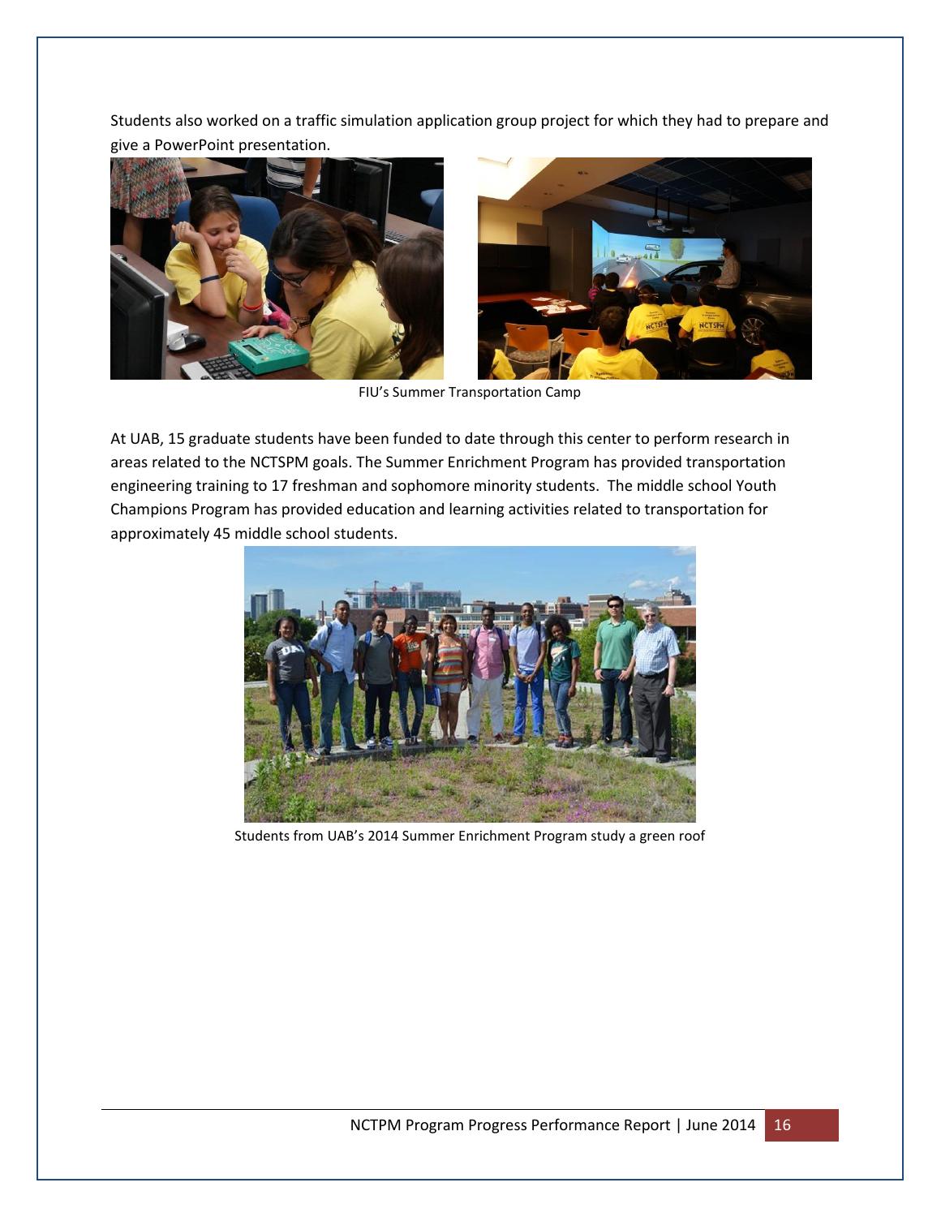Students also worked on a traffic simulation application group project for which they had to prepare and give a PowerPoint presentation.

FIU's Summer Transportation Camp

At UAB, 15 graduate students have been funded to date through this center to perform research in areas related to the NCTSPM goals. The Summer Enrichment Program has provided transportation engineering training to 17 freshman and sophomore minority students. The middle school Youth Champions Program has provided education and learning activities related to transportation for approximately 45 middle school students.

Students from UAB's 2014 Summer Enrichment Program study a green roof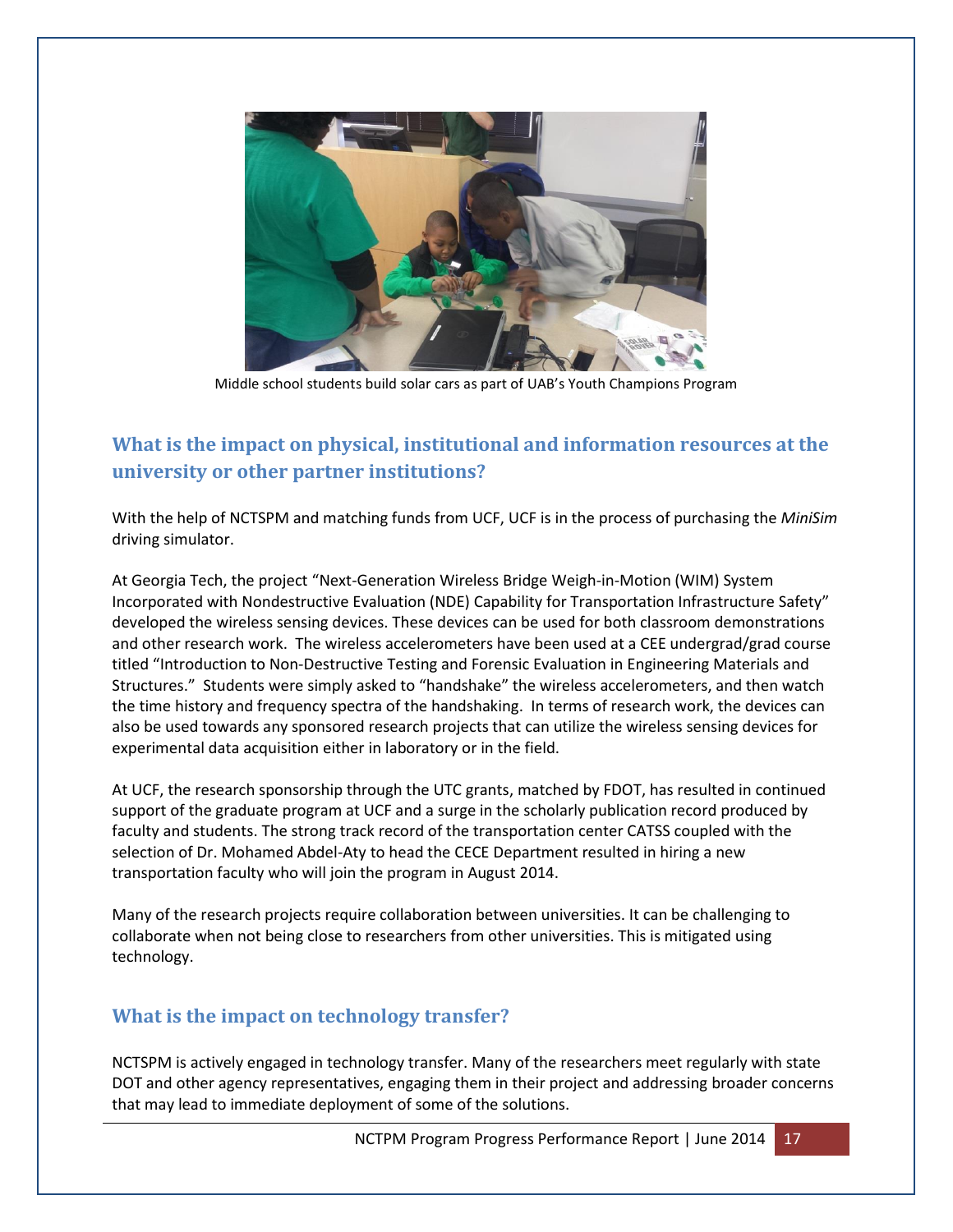Middle school students build solar cars as part of UAB's Youth Champions Program

## What is the impact on physical, institutional and information resources at the university or other partner institutions?

With the help of NCTSPM and matching funds from UCF, UCF is in the process of purchasing the *MiniSim* driving simulator.

At Georgia Tech, the project "Next-Generation Wireless Bridge Weigh-in-Motion (WIM) System Incorporated with Nondestructive Evaluation (NDE) Capability for Transportation Infrastructure Safety" developed the wireless sensing devices. These devices can be used for both classroom demonstrations and other research work. The wireless accelerometers have been used at a CEE undergrad/grad course titled "Introduction to Non-Destructive Testing and Forensic Evaluation in Engineering Materials and Structures." Students were simply asked to "handshake" the wireless accelerometers, and then watch the time history and frequency spectra of the handshaking. In terms of research work, the devices can also be used towards any sponsored research projects that can utilize the wireless sensing devices for experimental data acquisition either in laboratory or in the field.

At UCF, the research sponsorship through the UTC grants, matched by FDOT, has resulted in continued support of the graduate program at UCF and a surge in the scholarly publication record produced by faculty and students. The strong track record of the transportation center CATSS coupled with the selection of Dr. Mohamed Abdel-Aty to head the CECE Department resulted in hiring a new transportation faculty who will join the program in August 2014.

Many of the research projects require collaboration between universities. It can be challenging to collaborate when not being close to researchers from other universities. This is mitigated using technology.

## What is the impact on technology transfer?

NCTSPM is actively engaged in technology transfer. Many of the researchers meet regularly with state DOT and other agency representatives, engaging them in their project and addressing broader concerns that may lead to immediate deployment of some of the solutions.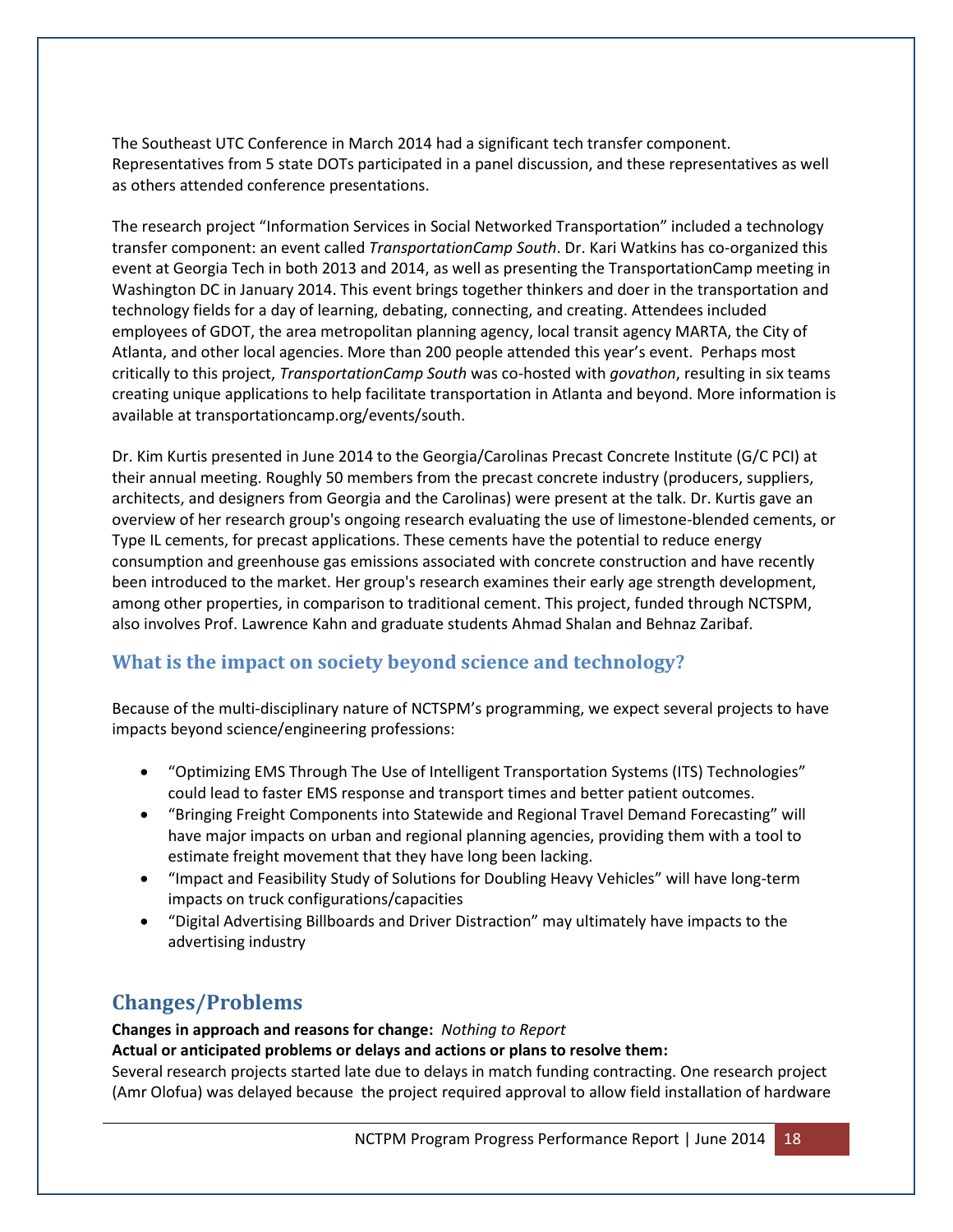The Southeast UTC Conference in March 2014 had a significant tech transfer component. Representatives from 5 state DOTs participated in a panel discussion, and these representatives as well as others attended conference presentations.

The research project "Information Services in Social Networked Transportation" included a technology transfer component: an event called *TransportationCamp South*. Dr. Kari Watkins has co-organized this event at Georgia Tech in both 2013 and 2014, as well as presenting the TransportationCamp meeting in Washington DC in January 2014. This event brings together thinkers and doer in the transportation and technology fields for a day of learning, debating, connecting, and creating. Attendees included employees of GDOT, the area metropolitan planning agency, local transit agency MARTA, the City of Atlanta, and other local agencies. More than 200 people attended this year's event. Perhaps most critically to this project, *TransportationCamp South* was co-hosted with *govathon*, resulting in six teams creating unique applications to help facilitate transportation in Atlanta and beyond. More information is available at transportationcamp.org/events/south.

Dr. Kim Kurtis presented in June 2014 to the Georgia/Carolinas Precast Concrete Institute (G/C PCI) at their annual meeting. Roughly 50 members from the precast concrete industry (producers, suppliers, architects, and designers from Georgia and the Carolinas) were present at the talk. Dr. Kurtis gave an overview of her research group's ongoing research evaluating the use of limestone-blended cements, or Type IL cements, for precast applications. These cements have the potential to reduce energy consumption and greenhouse gas emissions associated with concrete construction and have recently been introduced to the market. Her group's research examines their early age strength development, among other properties, in comparison to traditional cement. This project, funded through NCTSPM, also involves Prof. Lawrence Kahn and graduate students Ahmad Shalan and Behnaz Zaribaf.

### What is the impact on society beyond science and technology?

Because of the multi-disciplinary nature of NCTSPM's programming, we expect several projects to have impacts beyond science/engineering professions:

- "Optimizing EMS Through The Use of Intelligent Transportation Systems (ITS) Technologies" could lead to faster EMS response and transport times and better patient outcomes.
- "Bringing Freight Components into Statewide and Regional Travel Demand Forecasting" will have major impacts on urban and regional planning agencies, providing them with a tool to estimate freight movement that they have long been lacking.
- "Impact and Feasibility Study of Solutions for Doubling Heavy Vehicles" will have long-term impacts on truck configurations/capacities
- "Digital Advertising Billboards and Driver Distraction" may ultimately have impacts to the advertising industry

## Changes/Problems

**Changes in approach and reasons for change:** *Nothing to Report*

**Actual or anticipated problems or delays and actions or plans to resolve them:**

Several research projects started late due to delays in match funding contracting. One research project (Amr Olofua) was delayed because the project required approval to allow field installation of hardware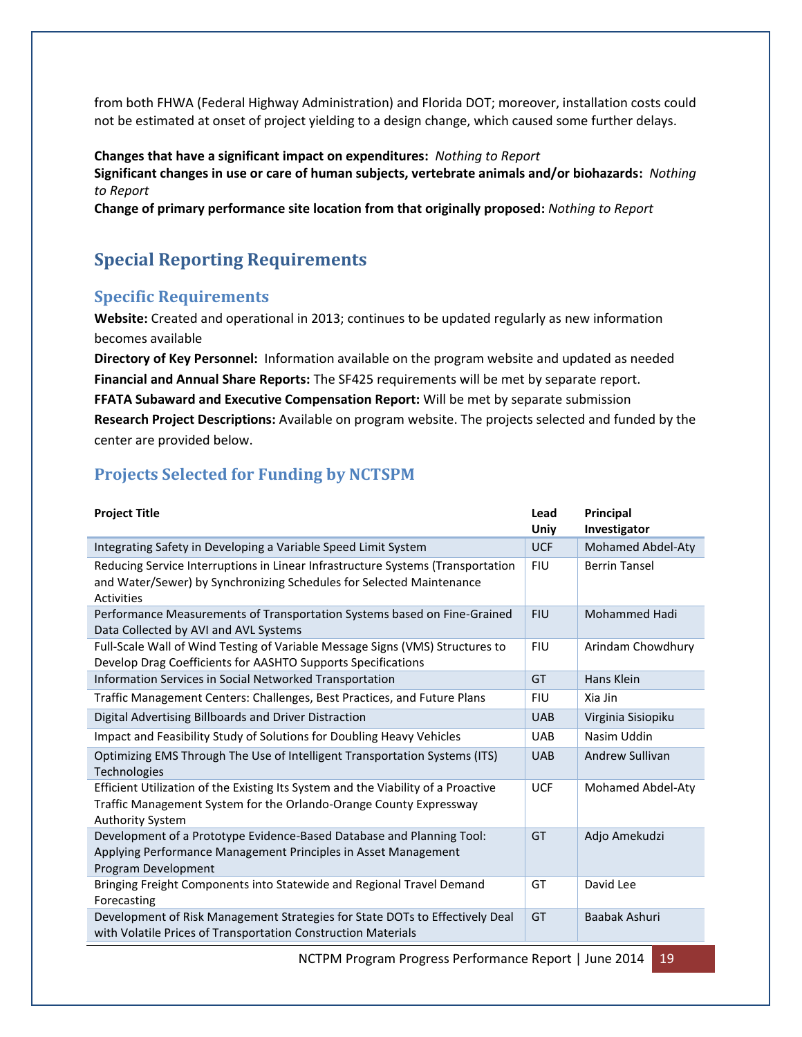from both FHWA (Federal Highway Administration) and Florida DOT; moreover, installation costs could not be estimated at onset of project yielding to a design change, which caused some further delays.

**Changes that have a significant impact on expenditures:** *Nothing to Report*
**Significant changes in use or care of human subjects, vertebrate animals and/or biohazards:** *Nothing to Report*
**Change of primary performance site location from that originally proposed:** *Nothing to Report*

## Special Reporting Requirements

### Specific Requirements

**Website:** Created and operational in 2013; continues to be updated regularly as new information becomes available
**Directory of Key Personnel:** Information available on the program website and updated as needed
**Financial and Annual Share Reports:** The SF425 requirements will be met by separate report.
**FFATA Subaward and Executive Compensation Report:** Will be met by separate submission
**Research Project Descriptions:** Available on program website. The projects selected and funded by the center are provided below.

### Projects Selected for Funding by NCTSPM

| Project Title | Lead Uniy | Principal Investigator |
|---|---|---|
| Integrating Safety in Developing a Variable Speed Limit System | UCF | Mohamed Abdel-Aty |
| Reducing Service Interruptions in Linear Infrastructure Systems (Transportation and Water/Sewer) by Synchronizing Schedules for Selected Maintenance Activities | FIU | Berrin Tansel |
| Performance Measurements of Transportation Systems based on Fine-Grained Data Collected by AVI and AVL Systems | FIU | Mohammed Hadi |
| Full-Scale Wall of Wind Testing of Variable Message Signs (VMS) Structures to Develop Drag Coefficients for AASHTO Supports Specifications | FIU | Arindam Chowdhury |
| Information Services in Social Networked Transportation | GT | Hans Klein |
| Traffic Management Centers: Challenges, Best Practices, and Future Plans | FIU | Xia Jin |
| Digital Advertising Billboards and Driver Distraction | UAB | Virginia Sisiopiku |
| Impact and Feasibility Study of Solutions for Doubling Heavy Vehicles | UAB | Nasim Uddin |
| Optimizing EMS Through The Use of Intelligent Transportation Systems (ITS) Technologies | UAB | Andrew Sullivan |
| Efficient Utilization of the Existing Its System and the Viability of a Proactive Traffic Management System for the Orlando-Orange County Expressway Authority System | UCF | Mohamed Abdel-Aty |
| Development of a Prototype Evidence-Based Database and Planning Tool: Applying Performance Management Principles in Asset Management Program Development | GT | Adjo Amekudzi |
| Bringing Freight Components into Statewide and Regional Travel Demand Forecasting | GT | David Lee |
| Development of Risk Management Strategies for State DOTs to Effectively Deal with Volatile Prices of Transportation Construction Materials | GT | Baabak Ashuri |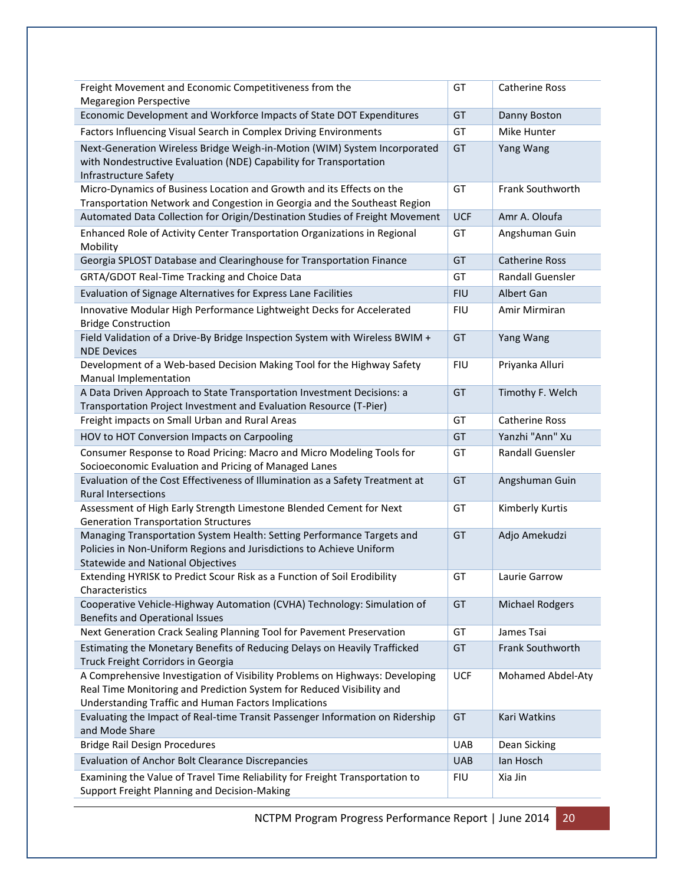| | | |
|---|---|---|
| Freight Movement and Economic Competitiveness from the Megaregion Perspective | GT | Catherine Ross |
| Economic Development and Workforce Impacts of State DOT Expenditures | GT | Danny Boston |
| Factors Influencing Visual Search in Complex Driving Environments | GT | Mike Hunter |
| Next-Generation Wireless Bridge Weigh-in-Motion (WIM) System Incorporated with Nondestructive Evaluation (NDE) Capability for Transportation Infrastructure Safety | GT | Yang Wang |
| Micro-Dynamics of Business Location and Growth and its Effects on the Transportation Network and Congestion in Georgia and the Southeast Region | GT | Frank Southworth |
| Automated Data Collection for Origin/Destination Studies of Freight Movement | UCF | Amr A. Oloufa |
| Enhanced Role of Activity Center Transportation Organizations in Regional Mobility | GT | Angshuman Guin |
| Georgia SPLOST Database and Clearinghouse for Transportation Finance | GT | Catherine Ross |
| GRTA/GDOT Real-Time Tracking and Choice Data | GT | Randall Guensler |
| Evaluation of Signage Alternatives for Express Lane Facilities | FIU | Albert Gan |
| Innovative Modular High Performance Lightweight Decks for Accelerated Bridge Construction | FIU | Amir Mirmiran |
| Field Validation of a Drive-By Bridge Inspection System with Wireless BWIM + NDE Devices | GT | Yang Wang |
| Development of a Web-based Decision Making Tool for the Highway Safety Manual Implementation | FIU | Priyanka Alluri |
| A Data Driven Approach to State Transportation Investment Decisions: a Transportation Project Investment and Evaluation Resource (T-Pier) | GT | Timothy F. Welch |
| Freight impacts on Small Urban and Rural Areas | GT | Catherine Ross |
| HOV to HOT Conversion Impacts on Carpooling | GT | Yanzhi "Ann" Xu |
| Consumer Response to Road Pricing: Macro and Micro Modeling Tools for Socioeconomic Evaluation and Pricing of Managed Lanes | GT | Randall Guensler |
| Evaluation of the Cost Effectiveness of Illumination as a Safety Treatment at Rural Intersections | GT | Angshuman Guin |
| Assessment of High Early Strength Limestone Blended Cement for Next Generation Transportation Structures | GT | Kimberly Kurtis |
| Managing Transportation System Health: Setting Performance Targets and Policies in Non-Uniform Regions and Jurisdictions to Achieve Uniform Statewide and National Objectives | GT | Adjo Amekudzi |
| Extending HYRISK to Predict Scour Risk as a Function of Soil Erodibility Characteristics | GT | Laurie Garrow |
| Cooperative Vehicle-Highway Automation (CVHA) Technology: Simulation of Benefits and Operational Issues | GT | Michael Rodgers |
| Next Generation Crack Sealing Planning Tool for Pavement Preservation | GT | James Tsai |
| Estimating the Monetary Benefits of Reducing Delays on Heavily Trafficked Truck Freight Corridors in Georgia | GT | Frank Southworth |
| A Comprehensive Investigation of Visibility Problems on Highways: Developing Real Time Monitoring and Prediction System for Reduced Visibility and Understanding Traffic and Human Factors Implications | UCF | Mohamed Abdel-Aty |
| Evaluating the Impact of Real-time Transit Passenger Information on Ridership and Mode Share | GT | Kari Watkins |
| Bridge Rail Design Procedures | UAB | Dean Sicking |
| Evaluation of Anchor Bolt Clearance Discrepancies | UAB | Ian Hosch |
| Examining the Value of Travel Time Reliability for Freight Transportation to Support Freight Planning and Decision-Making | FIU | Xia Jin |